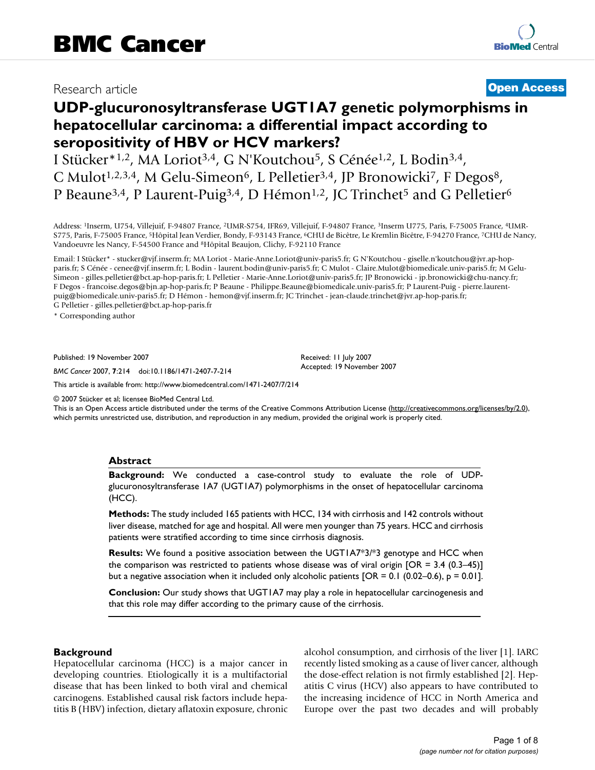Research article

**Open Access**

# UDP-glucuronosyltransferase UGT1A7 genetic polymorphisms in hepatocellular carcinoma: a differential impact according to seropositivity of HBV or HCV markers?

I Stücker*[1,2], MA Loriot[3,4], G N'Koutchou[5], S Cénée[1,2], L Bodin[3,4], C Mulot[1,2,3,4], M Gelu-Simeon[6], L Pelletier[3,4], JP Bronowicki[7], F Degos[8], P Beaune[3,4], P Laurent-Puig[3,4], D Hémon[1,2], JC Trinchet[5] and G Pelletier[6]

Address: [1]Inserm, U754, Villejuif, F-94807 France, [2]UMR-S754, IFR69, Villejuif, F-94807 France, [3]Inserm U775, Paris, F-75005 France, [4]UMR-S775, Paris, F-75005 France, [5]Hôpital Jean Verdier, Bondy, F-93143 France, [6]CHU de Bicêtre, Le Kremlin Bicêtre, F-94270 France, [7]CHU de Nancy, Vandoeuvre les Nancy, F-54500 France and [8]Hôpital Beaujon, Clichy, F-92110 France

Email: I Stücker* - stucker@vjf.inserm.fr; MA Loriot - Marie-Anne.Loriot@univ-paris5.fr; G N'Koutchou - giselle.n'koutchou@jvr.ap-hop-paris.fr; S Cénée - cenee@vjf.inserm.fr; L Bodin - laurent.bodin@univ-paris5.fr; C Mulot - Claire.Mulot@biomedicale.univ-paris5.fr; M Gelu-Simeon - gilles.pelletier@bct.ap-hop-paris.fr; L Pelletier - Marie-Anne.Loriot@univ-paris5.fr; JP Bronowicki - jp.bronowicki@chu-nancy.fr; F Degos - francoise.degos@bjn.ap-hop-paris.fr; P Beaune - Philippe.Beaune@biomedicale.univ-paris5.fr; P Laurent-Puig - pierre.laurent-puig@biomedicale.univ-paris5.fr; D Hémon - hemon@vjf.inserm.fr; JC Trinchet - jean-claude.trinchet@jvr.ap-hop-paris.fr; G Pelletier - gilles.pelletier@bct.ap-hop-paris.fr

\* Corresponding author

Published: 19 November 2007

*BMC Cancer* 2007, **7**:214 doi:10.1186/1471-2407-7-214

Received: 11 July 2007
Accepted: 19 November 2007

This article is available from: http://www.biomedcentral.com/1471-2407/7/214

© 2007 Stücker et al; licensee BioMed Central Ltd.
This is an Open Access article distributed under the terms of the Creative Commons Attribution License (http://creativecommons.org/licenses/by/2.0), which permits unrestricted use, distribution, and reproduction in any medium, provided the original work is properly cited.

## Abstract

**Background:** We conducted a case-control study to evaluate the role of UDP-glucuronosyltransferase 1A7 (UGT1A7) polymorphisms in the onset of hepatocellular carcinoma (HCC).

**Methods:** The study included 165 patients with HCC, 134 with cirrhosis and 142 controls without liver disease, matched for age and hospital. All were men younger than 75 years. HCC and cirrhosis patients were stratified according to time since cirrhosis diagnosis.

**Results:** We found a positive association between the UGT1A7*3/*3 genotype and HCC when the comparison was restricted to patients whose disease was of viral origin [OR = 3.4 (0.3–45)] but a negative association when it included only alcoholic patients [OR = 0.1 (0.02–0.6), $p = 0.01$].

**Conclusion:** Our study shows that UGT1A7 may play a role in hepatocellular carcinogenesis and that this role may differ according to the primary cause of the cirrhosis.

## Background

Hepatocellular carcinoma (HCC) is a major cancer in developing countries. Etiologically it is a multifactorial disease that has been linked to both viral and chemical carcinogens. Established causal risk factors include hepatitis B (HBV) infection, dietary aflatoxin exposure, chronic alcohol consumption, and cirrhosis of the liver [1]. IARC recently listed smoking as a cause of liver cancer, although the dose-effect relation is not firmly established [2]. Hepatitis C virus (HCV) also appears to have contributed to the increasing incidence of HCC in North America and Europe over the past two decades and will probably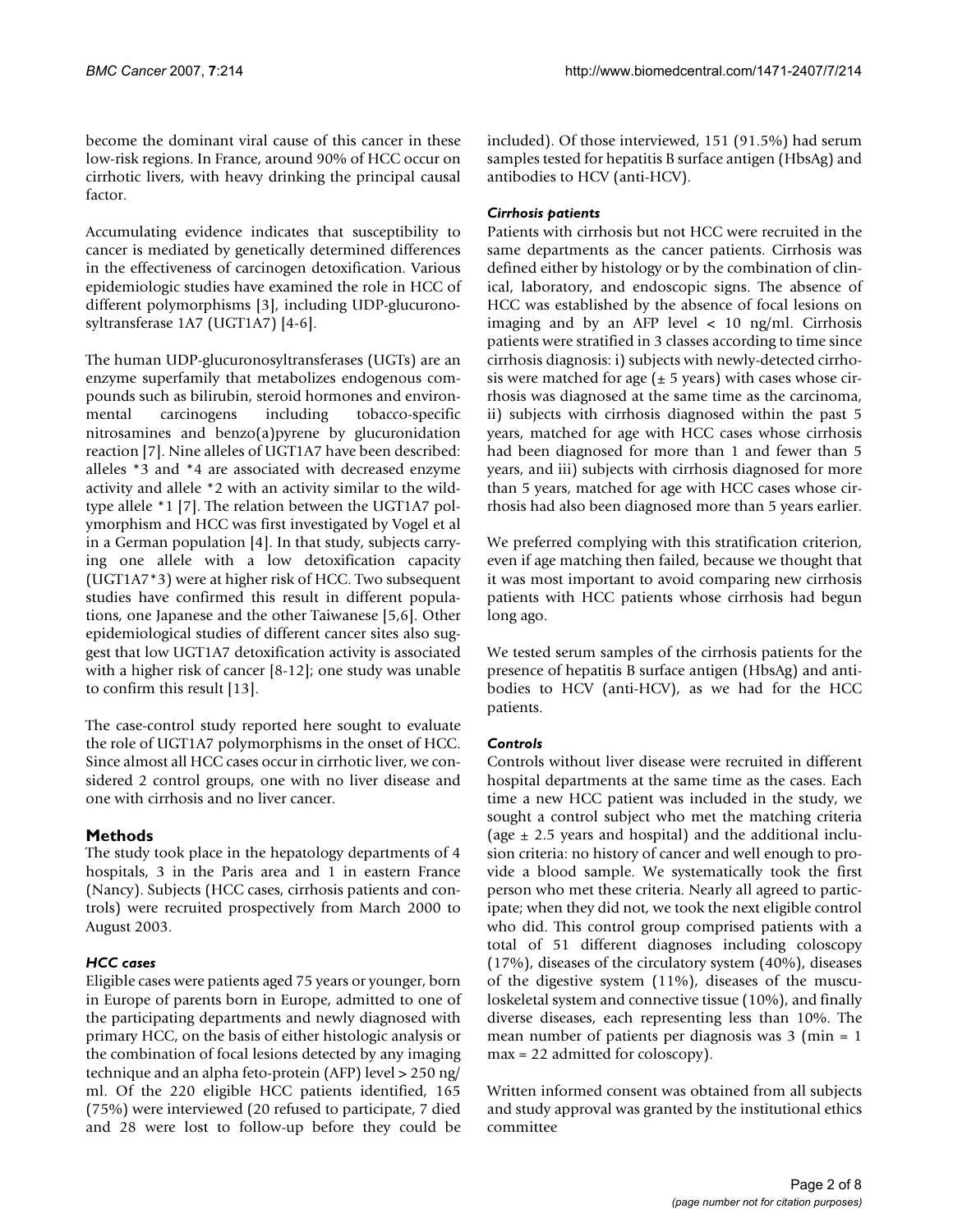become the dominant viral cause of this cancer in these low-risk regions. In France, around 90% of HCC occur on cirrhotic livers, with heavy drinking the principal causal factor.

Accumulating evidence indicates that susceptibility to cancer is mediated by genetically determined differences in the effectiveness of carcinogen detoxification. Various epidemiologic studies have examined the role in HCC of different polymorphisms [3], including UDP-glucuronosyltransferase 1A7 (UGT1A7) [4-6].

The human UDP-glucuronosyltransferases (UGTs) are an enzyme superfamily that metabolizes endogenous compounds such as bilirubin, steroid hormones and environmental carcinogens including tobacco-specific nitrosamines and benzo(a)pyrene by glucuronidation reaction [7]. Nine alleles of UGT1A7 have been described: alleles *3 and *4 are associated with decreased enzyme activity and allele *2 with an activity similar to the wild-type allele *1 [7]. The relation between the UGT1A7 polymorphism and HCC was first investigated by Vogel et al in a German population [4]. In that study, subjects carrying one allele with a low detoxification capacity (UGT1A7*3) were at higher risk of HCC. Two subsequent studies have confirmed this result in different populations, one Japanese and the other Taiwanese [5,6]. Other epidemiological studies of different cancer sites also suggest that low UGT1A7 detoxification activity is associated with a higher risk of cancer [8-12]; one study was unable to confirm this result [13].

The case-control study reported here sought to evaluate the role of UGT1A7 polymorphisms in the onset of HCC. Since almost all HCC cases occur in cirrhotic liver, we considered 2 control groups, one with no liver disease and one with cirrhosis and no liver cancer.

## Methods

The study took place in the hepatology departments of 4 hospitals, 3 in the Paris area and 1 in eastern France (Nancy). Subjects (HCC cases, cirrhosis patients and controls) were recruited prospectively from March 2000 to August 2003.

### *HCC cases*

Eligible cases were patients aged 75 years or younger, born in Europe of parents born in Europe, admitted to one of the participating departments and newly diagnosed with primary HCC, on the basis of either histologic analysis or the combination of focal lesions detected by any imaging technique and an alpha feto-protein (AFP) level > 250 ng/ml. Of the 220 eligible HCC patients identified, 165 (75%) were interviewed (20 refused to participate, 7 died and 28 were lost to follow-up before they could be included). Of those interviewed, 151 (91.5%) had serum samples tested for hepatitis B surface antigen (HbsAg) and antibodies to HCV (anti-HCV).

### *Cirrhosis patients*

Patients with cirrhosis but not HCC were recruited in the same departments as the cancer patients. Cirrhosis was defined either by histology or by the combination of clinical, laboratory, and endoscopic signs. The absence of HCC was established by the absence of focal lesions on imaging and by an AFP level < 10 ng/ml. Cirrhosis patients were stratified in 3 classes according to time since cirrhosis diagnosis: i) subjects with newly-detected cirrhosis were matched for age (± 5 years) with cases whose cirrhosis was diagnosed at the same time as the carcinoma, ii) subjects with cirrhosis diagnosed within the past 5 years, matched for age with HCC cases whose cirrhosis had been diagnosed for more than 1 and fewer than 5 years, and iii) subjects with cirrhosis diagnosed for more than 5 years, matched for age with HCC cases whose cirrhosis had also been diagnosed more than 5 years earlier.

We preferred complying with this stratification criterion, even if age matching then failed, because we thought that it was most important to avoid comparing new cirrhosis patients with HCC patients whose cirrhosis had begun long ago.

We tested serum samples of the cirrhosis patients for the presence of hepatitis B surface antigen (HbsAg) and antibodies to HCV (anti-HCV), as we had for the HCC patients.

### *Controls*

Controls without liver disease were recruited in different hospital departments at the same time as the cases. Each time a new HCC patient was included in the study, we sought a control subject who met the matching criteria (age ± 2.5 years and hospital) and the additional inclusion criteria: no history of cancer and well enough to provide a blood sample. We systematically took the first person who met these criteria. Nearly all agreed to participate; when they did not, we took the next eligible control who did. This control group comprised patients with a total of 51 different diagnoses including coloscopy (17%), diseases of the circulatory system (40%), diseases of the digestive system (11%), diseases of the musculoskeletal system and connective tissue (10%), and finally diverse diseases, each representing less than 10%. The mean number of patients per diagnosis was 3 (min = 1 max = 22 admitted for coloscopy).

Written informed consent was obtained from all subjects and study approval was granted by the institutional ethics committee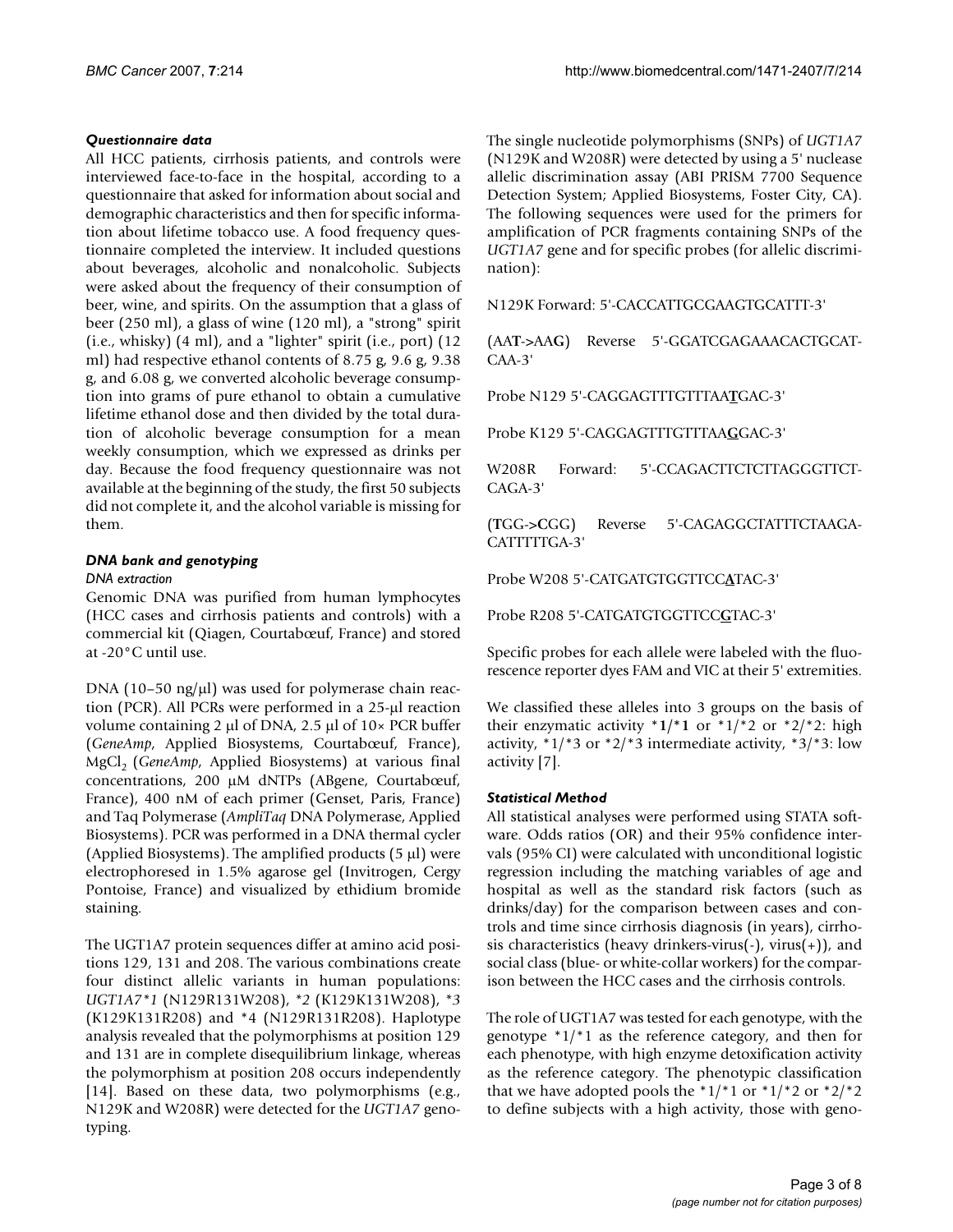### *Questionnaire data*

All HCC patients, cirrhosis patients, and controls were interviewed face-to-face in the hospital, according to a questionnaire that asked for information about social and demographic characteristics and then for specific information about lifetime tobacco use. A food frequency questionnaire completed the interview. It included questions about beverages, alcoholic and nonalcoholic. Subjects were asked about the frequency of their consumption of beer, wine, and spirits. On the assumption that a glass of beer (250 ml), a glass of wine (120 ml), a "strong" spirit (i.e., whisky) (4 ml), and a "lighter" spirit (i.e., port) (12 ml) had respective ethanol contents of 8.75 g, 9.6 g, 9.38 g, and 6.08 g, we converted alcoholic beverage consumption into grams of pure ethanol to obtain a cumulative lifetime ethanol dose and then divided by the total duration of alcoholic beverage consumption for a mean weekly consumption, which we expressed as drinks per day. Because the food frequency questionnaire was not available at the beginning of the study, the first 50 subjects did not complete it, and the alcohol variable is missing for them.

### *DNA bank and genotyping*

#### *DNA extraction*

Genomic DNA was purified from human lymphocytes (HCC cases and cirrhosis patients and controls) with a commercial kit (Qiagen, Courtabœuf, France) and stored at -20°C until use.

DNA (10–50 ng/μl) was used for polymerase chain reaction (PCR). All PCRs were performed in a 25-μl reaction volume containing 2 μl of DNA, 2.5 μl of 10× PCR buffer (*GeneAmp*, Applied Biosystems, Courtabœuf, France), $MgCl_2$ (*GeneAmp*, Applied Biosystems) at various final concentrations, 200 μM dNTPs (ABgene, Courtabœuf, France), 400 nM of each primer (Genset, Paris, France) and Taq Polymerase (*AmpliTaq* DNA Polymerase, Applied Biosystems). PCR was performed in a DNA thermal cycler (Applied Biosystems). The amplified products (5 μl) were electrophoresed in 1.5% agarose gel (Invitrogen, Cergy Pontoise, France) and visualized by ethidium bromide staining.

The UGT1A7 protein sequences differ at amino acid positions 129, 131 and 208. The various combinations create four distinct allelic variants in human populations: *UGT1A7*1* (N129R131W208), *2 (K129K131W208), *3 (K129K131R208) and *4 (N129R131R208). Haplotype analysis revealed that the polymorphisms at position 129 and 131 are in complete disequilibrium linkage, whereas the polymorphism at position 208 occurs independently [14]. Based on these data, two polymorphisms (e.g., N129K and W208R) were detected for the *UGT1A7* genotyping.

The single nucleotide polymorphisms (SNPs) of *UGT1A7* (N129K and W208R) were detected by using a 5' nuclease allelic discrimination assay (ABI PRISM 7700 Sequence Detection System; Applied Biosystems, Foster City, CA). The following sequences were used for the primers for amplification of PCR fragments containing SNPs of the *UGT1A7* gene and for specific probes (for allelic discrimination):

N129K Forward: 5'-CACCATTGCGAAGTGCATTT-3'

(AA**T**->AA**G**) Reverse 5'-GGATCGAGAAACACTGCATCAA-3'

Probe N129 5'-CAGGAGTTTGTTTAA**T**GAC-3'

Probe K129 5'-CAGGAGTTTGTTTAA**G**GAC-3'

W208R Forward: 5'-CCAGACTTCTCTTAGGGTTCTCAGA-3'

(**T**GG->**C**GG) Reverse 5'-CAGAGGCTATTTCTAAGACATTTTTGA-3'

Probe W208 5'-CATGATGTGGTTCC**A**TAC-3'

Probe R208 5'-CATGATGTGGTTCC**G**TAC-3'

Specific probes for each allele were labeled with the fluorescence reporter dyes FAM and VIC at their 5' extremities.

We classified these alleles into 3 groups on the basis of their enzymatic activity *1/*1 or *1/*2 or *2/*2: high activity, *1/*3 or *2/*3 intermediate activity, *3/*3: low activity [7].

### *Statistical Method*

All statistical analyses were performed using STATA software. Odds ratios (OR) and their 95% confidence intervals (95% CI) were calculated with unconditional logistic regression including the matching variables of age and hospital as well as the standard risk factors (such as drinks/day) for the comparison between cases and controls and time since cirrhosis diagnosis (in years), cirrhosis characteristics (heavy drinkers-virus(-), virus(+)), and social class (blue- or white-collar workers) for the comparison between the HCC cases and the cirrhosis controls.

The role of UGT1A7 was tested for each genotype, with the genotype *1/*1 as the reference category, and then for each phenotype, with high enzyme detoxification activity as the reference category. The phenotypic classification that we have adopted pools the *1/*1 or *1/*2 or *2/*2 to define subjects with a high activity, those with geno-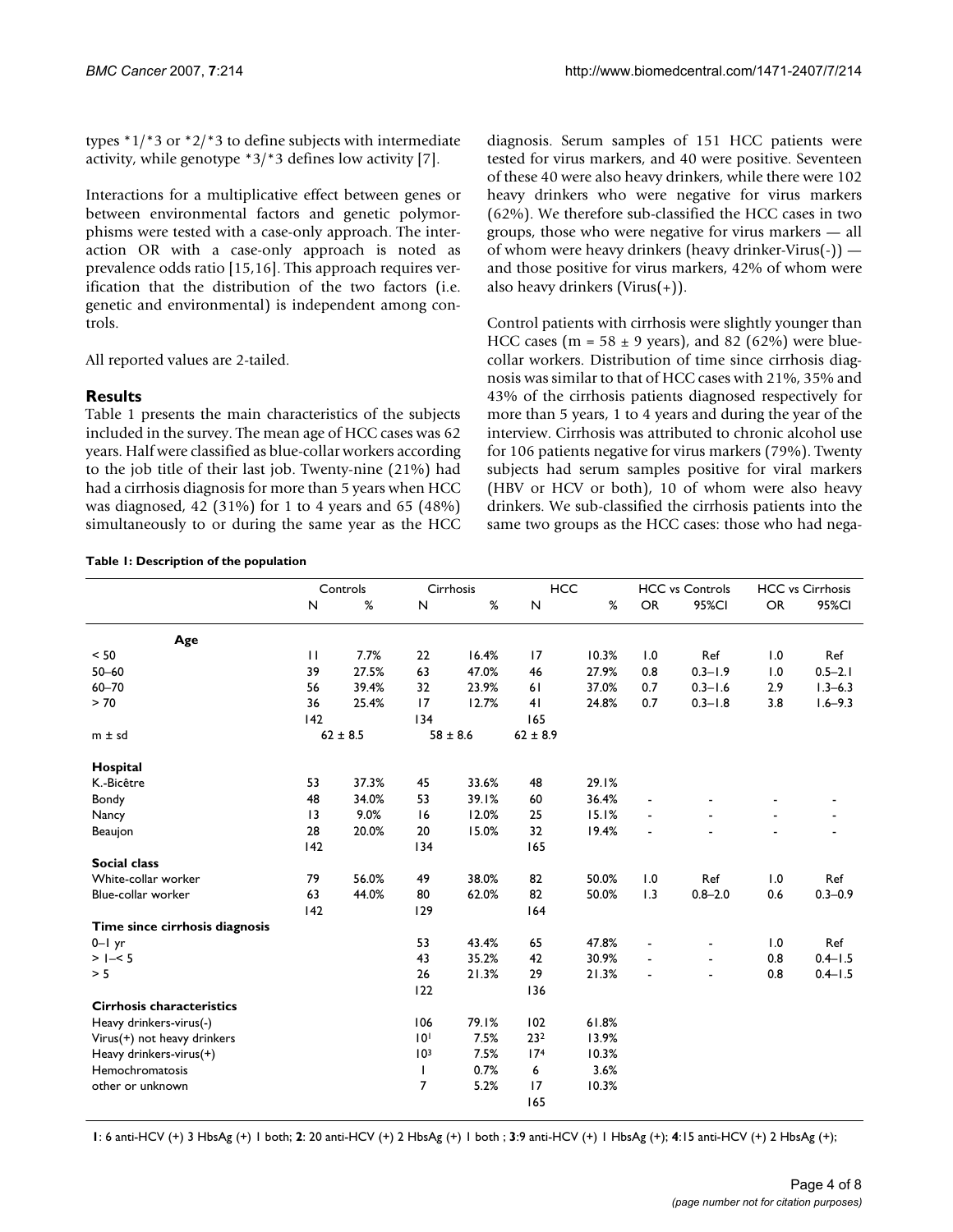types *1/*3 or *2/*3 to define subjects with intermediate activity, while genotype *3/*3 defines low activity [7].

Interactions for a multiplicative effect between genes or between environmental factors and genetic polymorphisms were tested with a case-only approach. The interaction OR with a case-only approach is noted as prevalence odds ratio [15,16]. This approach requires verification that the distribution of the two factors (i.e. genetic and environmental) is independent among controls.

All reported values are 2-tailed.

## Results

Table 1 presents the main characteristics of the subjects included in the survey. The mean age of HCC cases was 62 years. Half were classified as blue-collar workers according to the job title of their last job. Twenty-nine (21%) had had a cirrhosis diagnosis for more than 5 years when HCC was diagnosed, 42 (31%) for 1 to 4 years and 65 (48%) simultaneously to or during the same year as the HCC diagnosis. Serum samples of 151 HCC patients were tested for virus markers, and 40 were positive. Seventeen of these 40 were also heavy drinkers, while there were 102 heavy drinkers who were negative for virus markers (62%). We therefore sub-classified the HCC cases in two groups, those who were negative for virus markers — all of whom were heavy drinkers (heavy drinker-Virus(-)) — and those positive for virus markers, 42% of whom were also heavy drinkers (Virus(+)).

Control patients with cirrhosis were slightly younger than HCC cases (m = 58 ± 9 years), and 82 (62%) were blue-collar workers. Distribution of time since cirrhosis diagnosis was similar to that of HCC cases with 21%, 35% and 43% of the cirrhosis patients diagnosed respectively for more than 5 years, 1 to 4 years and during the year of the interview. Cirrhosis was attributed to chronic alcohol use for 106 patients negative for virus markers (79%). Twenty subjects had serum samples positive for viral markers (HBV or HCV or both), 10 of whom were also heavy drinkers. We sub-classified the cirrhosis patients into the same two groups as the HCC cases: those who had nega-

**Table 1: Description of the population**

| | Controls | | Cirrhosis | | HCC | | HCC vs Controls | | HCC vs Cirrhosis | |
|---|---|---|---|---|---|---|---|---|---|---|
| | N | % | N | % | N | % | OR | 95%CI | OR | 95%CI |
| **Age** | | | | | | | | | | |
| < 50 | 11 | 7.7% | 22 | 16.4% | 17 | 10.3% | 1.0 | Ref | 1.0 | Ref |
| 50–60 | 39 | 27.5% | 63 | 47.0% | 46 | 27.9% | 0.8 | 0.3–1.9 | 1.0 | 0.5–2.1 |
| 60–70 | 56 | 39.4% | 32 | 23.9% | 61 | 37.0% | 0.7 | 0.3–1.6 | 2.9 | 1.3–6.3 |
| > 70 | 36 | 25.4% | 17 | 12.7% | 41 | 24.8% | 0.7 | 0.3–1.8 | 3.8 | 1.6–9.3 |
| | 142 | | 134 | | 165 | | | | | |
| m ± sd | 62 ± 8.5 | | 58 ± 8.6 | | 62 ± 8.9 | | | | | |
| **Hospital** | | | | | | | | | | |
| K.-Bicêtre | 53 | 37.3% | 45 | 33.6% | 48 | 29.1% | | | | |
| Bondy | 48 | 34.0% | 53 | 39.1% | 60 | 36.4% | - | - | - | - |
| Nancy | 13 | 9.0% | 16 | 12.0% | 25 | 15.1% | - | - | - | - |
| Beaujon | 28 | 20.0% | 20 | 15.0% | 32 | 19.4% | - | - | - | - |
| | 142 | | 134 | | 165 | | | | | |
| **Social class** | | | | | | | | | | |
| White-collar worker | 79 | 56.0% | 49 | 38.0% | 82 | 50.0% | 1.0 | Ref | 1.0 | Ref |
| Blue-collar worker | 63 | 44.0% | 80 | 62.0% | 82 | 50.0% | 1.3 | 0.8–2.0 | 0.6 | 0.3–0.9 |
| | 142 | | 129 | | 164 | | | | | |
| **Time since cirrhosis diagnosis** | | | | | | | | | | |
| 0–1 yr | | | 53 | 43.4% | 65 | 47.8% | - | - | 1.0 | Ref |
| > 1–< 5 | | | 43 | 35.2% | 42 | 30.9% | - | - | 0.8 | 0.4–1.5 |
| > 5 | | | 26 | 21.3% | 29 | 21.3% | - | - | 0.8 | 0.4–1.5 |
| | | | 122 | | 136 | | | | | |
| **Cirrhosis characteristics** | | | | | | | | | | |
| Heavy drinkers-virus(-) | | | 106 | 79.1% | 102 | 61.8% | | | | |
| Virus(+) not heavy drinkers | | | 10[1] | 7.5% | 23[2] | 13.9% | | | | |
| Heavy drinkers-virus(+) | | | 10[3] | 7.5% | 17[4] | 10.3% | | | | |
| Hemochromatosis | | | 1 | 0.7% | 6 | 3.6% | | | | |
| other or unknown | | | 7 | 5.2% | 17 | 10.3% | | | | |
| | | | | | 165 | | | | | |

**1**: 6 anti-HCV (+) 3 HbsAg (+) 1 both; **2**: 20 anti-HCV (+) 2 HbsAg (+) 1 both ; **3**:9 anti-HCV (+) 1 HbsAg (+); **4**:15 anti-HCV (+) 2 HbsAg (+);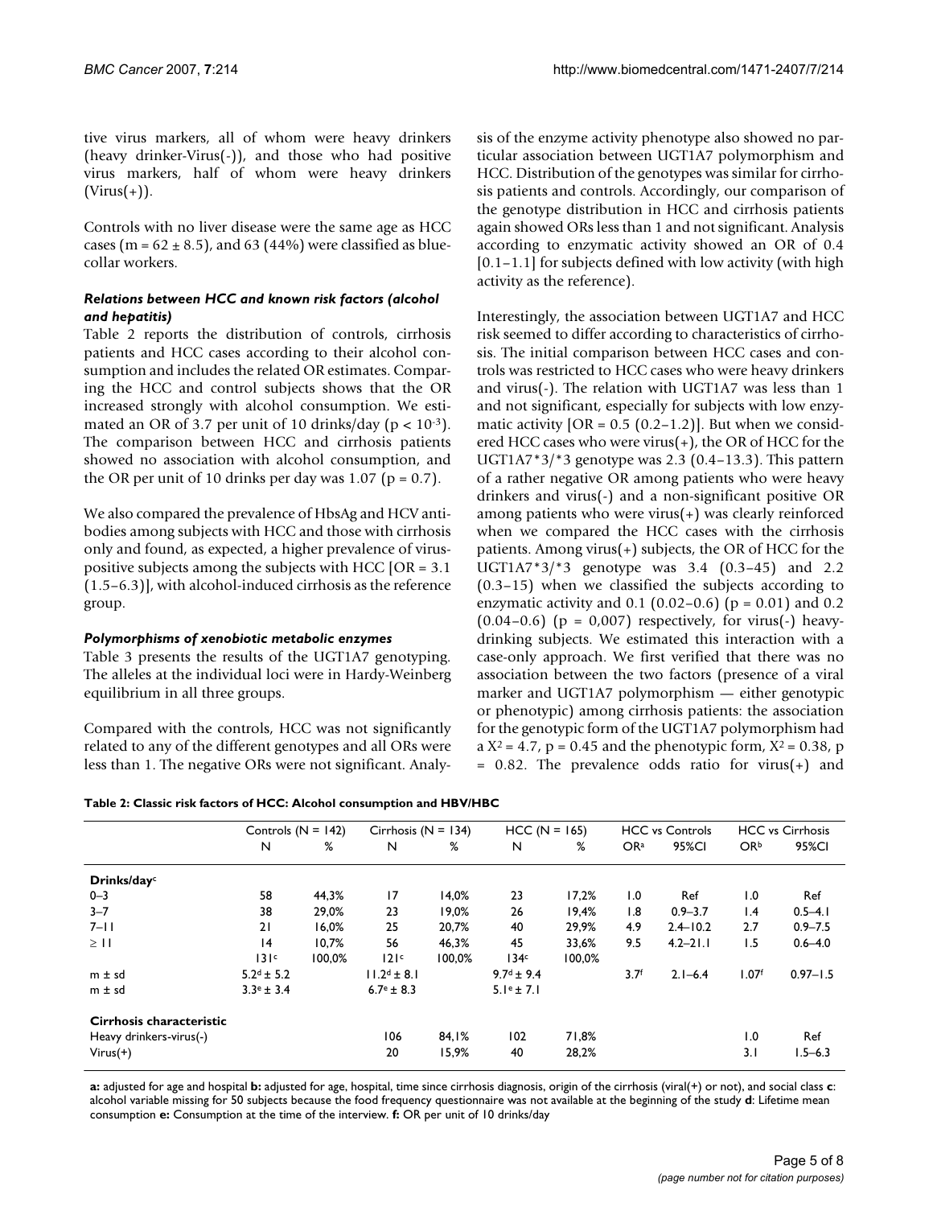tive virus markers, all of whom were heavy drinkers (heavy drinker-Virus(-)), and those who had positive virus markers, half of whom were heavy drinkers (Virus(+)).

Controls with no liver disease were the same age as HCC cases ($m = 62 \pm 8.5$), and 63 (44%) were classified as blue-collar workers.

### *Relations between HCC and known risk factors (alcohol and hepatitis)*

Table 2 reports the distribution of controls, cirrhosis patients and HCC cases according to their alcohol consumption and includes the related OR estimates. Comparing the HCC and control subjects shows that the OR increased strongly with alcohol consumption. We estimated an OR of 3.7 per unit of 10 drinks/day ($p < 10^{-3}$). The comparison between HCC and cirrhosis patients showed no association with alcohol consumption, and the OR per unit of 10 drinks per day was 1.07 ($p = 0.7$).

We also compared the prevalence of HbsAg and HCV antibodies among subjects with HCC and those with cirrhosis only and found, as expected, a higher prevalence of virus-positive subjects among the subjects with HCC [OR = 3.1 (1.5–6.3)], with alcohol-induced cirrhosis as the reference group.

### *Polymorphisms of xenobiotic metabolic enzymes*

Table 3 presents the results of the UGT1A7 genotyping. The alleles at the individual loci were in Hardy-Weinberg equilibrium in all three groups.

Compared with the controls, HCC was not significantly related to any of the different genotypes and all ORs were less than 1. The negative ORs were not significant. Analysis of the enzyme activity phenotype also showed no particular association between UGT1A7 polymorphism and HCC. Distribution of the genotypes was similar for cirrhosis patients and controls. Accordingly, our comparison of the genotype distribution in HCC and cirrhosis patients again showed ORs less than 1 and not significant. Analysis according to enzymatic activity showed an OR of 0.4 [0.1–1.1] for subjects defined with low activity (with high activity as the reference).

Interestingly, the association between UGT1A7 and HCC risk seemed to differ according to characteristics of cirrhosis. The initial comparison between HCC cases and controls was restricted to HCC cases who were heavy drinkers and virus(-). The relation with UGT1A7 was less than 1 and not significant, especially for subjects with low enzymatic activity [OR = 0.5 (0.2–1.2)]. But when we considered HCC cases who were virus(+), the OR of HCC for the UGT1A7*3/*3 genotype was 2.3 (0.4–13.3). This pattern of a rather negative OR among patients who were heavy drinkers and virus(-) and a non-significant positive OR among patients who were virus(+) was clearly reinforced when we compared the HCC cases with the cirrhosis patients. Among virus(+) subjects, the OR of HCC for the UGT1A7*3/*3 genotype was 3.4 (0.3–45) and 2.2 (0.3–15) when we classified the subjects according to enzymatic activity and 0.1 (0.02–0.6) ($p = 0.01$) and 0.2 (0.04–0.6) ($p = 0,007$) respectively, for virus(-) heavy-drinking subjects. We estimated this interaction with a case-only approach. We first verified that there was no association between the two factors (presence of a viral marker and UGT1A7 polymorphism — either genotypic or phenotypic) among cirrhosis patients: the association for the genotypic form of the UGT1A7 polymorphism had a $X^2 = 4.7$, $p = 0.45$ and the phenotypic form, $X^2 = 0.38$, $p = 0.82$. The prevalence odds ratio for virus(+) and

**Table 2: Classic risk factors of HCC: Alcohol consumption and HBV/HBC**

| | Controls (N = 142) | | Cirrhosis (N = 134) | | HCC (N = 165) | | HCC vs Controls | | HCC vs Cirrhosis | |
|---|---|---|---|---|---|---|---|---|---|---|
| | N | % | N | % | N | % | OR[a] | 95%CI | OR[b] | 95%CI |
| **Drinks/day[c]** | | | | | | | | | | |
| 0–3 | 58 | 44,3% | 17 | 14,0% | 23 | 17,2% | 1.0 | Ref | 1.0 | Ref |
| 3–7 | 38 | 29,0% | 23 | 19,0% | 26 | 19,4% | 1.8 | 0.9–3.7 | 1.4 | 0.5–4.1 |
| 7–11 | 21 | 16,0% | 25 | 20,7% | 40 | 29,9% | 4.9 | 2.4–10.2 | 2.7 | 0.9–7.5 |
| ≥ 11 | 14 | 10,7% | 56 | 46,3% | 45 | 33,6% | 9.5 | 4.2–21.1 | 1.5 | 0.6–4.0 |
| | 131[c] | 100,0% | 121[c] | 100,0% | 134[c] | 100,0% | | | | |
| m ± sd | 5.2[d] ± 5.2 | | 11.2[d] ± 8.1 | | 9.7[d] ± 9.4 | | 3.7[f] | 2.1–6.4 | 1.07[f] | 0.97–1.5 |
| m ± sd | 3.3[e] ± 3.4 | | 6.7[e] ± 8.3 | | 5.1[e] ± 7.1 | | | | | |
| **Cirrhosis characteristic** | | | | | | | | | | |
| Heavy drinkers-virus(-) | | | 106 | 84,1% | 102 | 71,8% | | | 1.0 | Ref |
| Virus(+) | | | 20 | 15,9% | 40 | 28,2% | | | 3.1 | 1.5–6.3 |

**a:** adjusted for age and hospital **b:** adjusted for age, hospital, time since cirrhosis diagnosis, origin of the cirrhosis (viral(+) or not), and social class **c**: alcohol variable missing for 50 subjects because the food frequency questionnaire was not available at the beginning of the study **d**: Lifetime mean consumption **e:** Consumption at the time of the interview. **f:** OR per unit of 10 drinks/day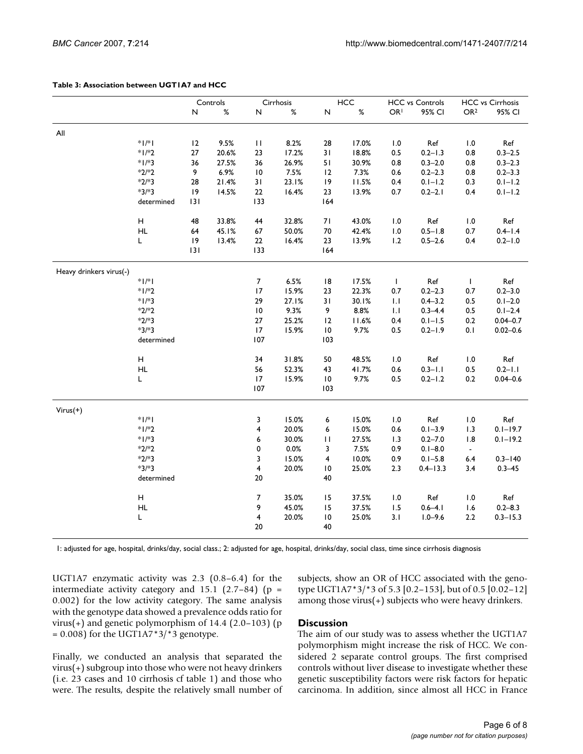**Table 3: Association between UGT1A7 and HCC**

| | | Controls | | Cirrhosis | | HCC | | HCC vs Controls | | HCC vs Cirrhosis | |
|---|---|---|---|---|---|---|---|---|---|---|---|
| | | N | % | N | % | N | % | OR[1] | 95% CI | OR[2] | 95% CI |
| All | | | | | | | | | | | |
| | *1/*1 | 12 | 9.5% | 11 | 8.2% | 28 | 17.0% | 1.0 | Ref | 1.0 | Ref |
| | *1/*2 | 27 | 20.6% | 23 | 17.2% | 31 | 18.8% | 0.5 | 0.2–1.3 | 0.8 | 0.3–2.5 |
| | *1/*3 | 36 | 27.5% | 36 | 26.9% | 51 | 30.9% | 0.8 | 0.3–2.0 | 0.8 | 0.3–2.3 |
| | *2/*2 | 9 | 6.9% | 10 | 7.5% | 12 | 7.3% | 0.6 | 0.2–2.3 | 0.8 | 0.2–3.3 |
| | *2/*3 | 28 | 21.4% | 31 | 23.1% | 19 | 11.5% | 0.4 | 0.1–1.2 | 0.3 | 0.1–1.2 |
| | *3/*3 | 19 | 14.5% | 22 | 16.4% | 23 | 13.9% | 0.7 | 0.2–2.1 | 0.4 | 0.1–1.2 |
| | determined | 131 | | 133 | | 164 | | | | | |
| | H | 48 | 33.8% | 44 | 32.8% | 71 | 43.0% | 1.0 | Ref | 1.0 | Ref |
| | HL | 64 | 45.1% | 67 | 50.0% | 70 | 42.4% | 1.0 | 0.5–1.8 | 0.7 | 0.4–1.4 |
| | L | 19 | 13.4% | 22 | 16.4% | 23 | 13.9% | 1.2 | 0.5–2.6 | 0.4 | 0.2–1.0 |
| | | 131 | | 133 | | 164 | | | | | |
| Heavy drinkers virus(-) | | | | | | | | | | | |
| | *1/*1 | | | 7 | 6.5% | 18 | 17.5% | 1 | Ref | 1 | Ref |
| | *1/*2 | | | 17 | 15.9% | 23 | 22.3% | 0.7 | 0.2–2.3 | 0.7 | 0.2–3.0 |
| | *1/*3 | | | 29 | 27.1% | 31 | 30.1% | 1.1 | 0.4–3.2 | 0.5 | 0.1–2.0 |
| | *2/*2 | | | 10 | 9.3% | 9 | 8.8% | 1.1 | 0.3–4.4 | 0.5 | 0.1–2.4 |
| | *2/*3 | | | 27 | 25.2% | 12 | 11.6% | 0.4 | 0.1–1.5 | 0.2 | 0.04–0.7 |
| | *3/*3 | | | 17 | 15.9% | 10 | 9.7% | 0.5 | 0.2–1.9 | 0.1 | 0.02–0.6 |
| | determined | | | 107 | | 103 | | | | | |
| | H | | | 34 | 31.8% | 50 | 48.5% | 1.0 | Ref | 1.0 | Ref |
| | HL | | | 56 | 52.3% | 43 | 41.7% | 0.6 | 0.3–1.1 | 0.5 | 0.2–1.1 |
| | L | | | 17 | 15.9% | 10 | 9.7% | 0.5 | 0.2–1.2 | 0.2 | 0.04–0.6 |
| | | | | 107 | | 103 | | | | | |
| Virus(+) | | | | | | | | | | | |
| | *1/*1 | | | 3 | 15.0% | 6 | 15.0% | 1.0 | Ref | 1.0 | Ref |
| | *1/*2 | | | 4 | 20.0% | 6 | 15.0% | 0.6 | 0.1–3.9 | 1.3 | 0.1–19.7 |
| | *1/*3 | | | 6 | 30.0% | 11 | 27.5% | 1.3 | 0.2–7.0 | 1.8 | 0.1–19.2 |
| | *2/*2 | | | 0 | 0.0% | 3 | 7.5% | 0.9 | 0.1–8.0 | - | |
| | *2/*3 | | | 3 | 15.0% | 4 | 10.0% | 0.9 | 0.1–5.8 | 6.4 | 0.3–140 |
| | *3/*3 | | | 4 | 20.0% | 10 | 25.0% | 2.3 | 0.4–13.3 | 3.4 | 0.3–45 |
| | determined | | | 20 | | 40 | | | | | |
| | H | | | 7 | 35.0% | 15 | 37.5% | 1.0 | Ref | 1.0 | Ref |
| | HL | | | 9 | 45.0% | 15 | 37.5% | 1.5 | 0.6–4.1 | 1.6 | 0.2–8.3 |
| | L | | | 4 | 20.0% | 10 | 25.0% | 3.1 | 1.0–9.6 | 2.2 | 0.3–15.3 |
| | | | | 20 | | 40 | | | | | |

1: adjusted for age, hospital, drinks/day, social class.; 2: adjusted for age, hospital, drinks/day, social class, time since cirrhosis diagnosis

UGT1A7 enzymatic activity was 2.3 (0.8–6.4) for the intermediate activity category and 15.1 (2.7–84) ($p = 0.002$) for the low activity category. The same analysis with the genotype data showed a prevalence odds ratio for virus(+) and genetic polymorphism of 14.4 (2.0–103) ($p = 0.008$) for the UGT1A7*3/*3 genotype.

Finally, we conducted an analysis that separated the virus(+) subgroup into those who were not heavy drinkers (i.e. 23 cases and 10 cirrhosis cf table 1) and those who were. The results, despite the relatively small number of subjects, show an OR of HCC associated with the genotype UGT1A7*3/*3 of 5.3 [0.2–153], but of 0.5 [0.02–12] among those virus(+) subjects who were heavy drinkers.

## Discussion

The aim of our study was to assess whether the UGT1A7 polymorphism might increase the risk of HCC. We considered 2 separate control groups. The first comprised controls without liver disease to investigate whether these genetic susceptibility factors were risk factors for hepatic carcinoma. In addition, since almost all HCC in France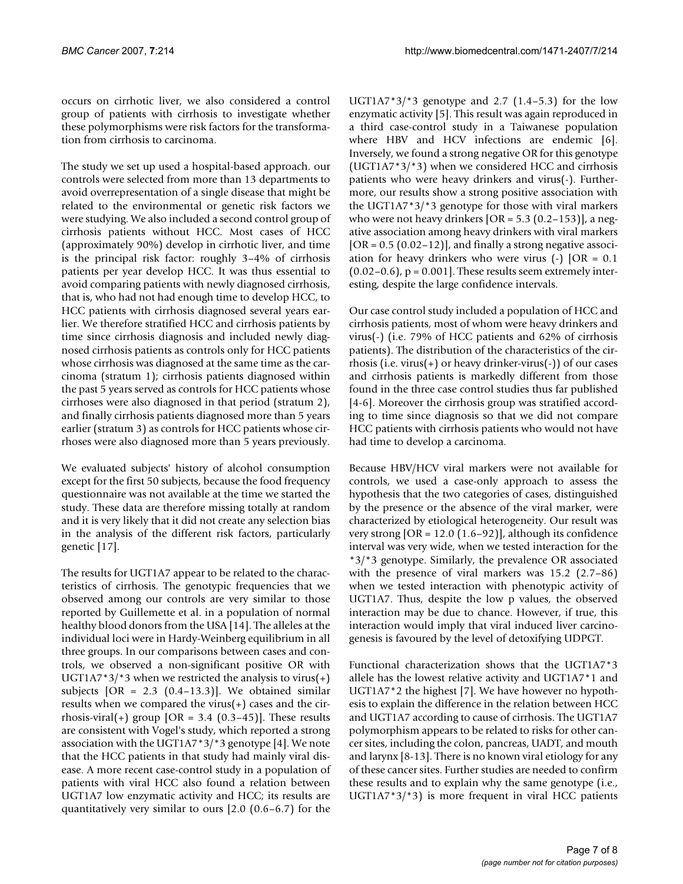occurs on cirrhotic liver, we also considered a control group of patients with cirrhosis to investigate whether these polymorphisms were risk factors for the transformation from cirrhosis to carcinoma.

The study we set up used a hospital-based approach. our controls were selected from more than 13 departments to avoid overrepresentation of a single disease that might be related to the environmental or genetic risk factors we were studying. We also included a second control group of cirrhosis patients without HCC. Most cases of HCC (approximately 90%) develop in cirrhotic liver, and time is the principal risk factor: roughly 3–4% of cirrhosis patients per year develop HCC. It was thus essential to avoid comparing patients with newly diagnosed cirrhosis, that is, who had not had enough time to develop HCC, to HCC patients with cirrhosis diagnosed several years earlier. We therefore stratified HCC and cirrhosis patients by time since cirrhosis diagnosis and included newly diagnosed cirrhosis patients as controls only for HCC patients whose cirrhosis was diagnosed at the same time as the carcinoma (stratum 1); cirrhosis patients diagnosed within the past 5 years served as controls for HCC patients whose cirrhoses were also diagnosed in that period (stratum 2), and finally cirrhosis patients diagnosed more than 5 years earlier (stratum 3) as controls for HCC patients whose cirrhoses were also diagnosed more than 5 years previously.

We evaluated subjects' history of alcohol consumption except for the first 50 subjects, because the food frequency questionnaire was not available at the time we started the study. These data are therefore missing totally at random and it is very likely that it did not create any selection bias in the analysis of the different risk factors, particularly genetic [17].

The results for UGT1A7 appear to be related to the characteristics of cirrhosis. The genotypic frequencies that we observed among our controls are very similar to those reported by Guillemette et al. in a population of normal healthy blood donors from the USA [14]. The alleles at the individual loci were in Hardy-Weinberg equilibrium in all three groups. In our comparisons between cases and controls, we observed a non-significant positive OR with UGT1A7*3/*3 when we restricted the analysis to virus(+) subjects [OR = 2.3 (0.4–13.3)]. We obtained similar results when we compared the virus(+) cases and the cirrhosis-viral(+) group [OR = 3.4 (0.3–45)]. These results are consistent with Vogel's study, which reported a strong association with the UGT1A7*3/*3 genotype [4]. We note that the HCC patients in that study had mainly viral disease. A more recent case-control study in a population of patients with viral HCC also found a relation between UGT1A7 low enzymatic activity and HCC; its results are quantitatively very similar to ours [2.0 (0.6–6.7) for the UGT1A7*3/*3 genotype and 2.7 (1.4–5.3) for the low enzymatic activity [5]. This result was again reproduced in a third case-control study in a Taiwanese population where HBV and HCV infections are endemic [6]. Inversely, we found a strong negative OR for this genotype (UGT1A7*3/*3) when we considered HCC and cirrhosis patients who were heavy drinkers and virus(-). Furthermore, our results show a strong positive association with the UGT1A7*3/*3 genotype for those with viral markers who were not heavy drinkers [OR = 5.3 (0.2–153)], a negative association among heavy drinkers with viral markers [OR = 0.5 (0.02–12)], and finally a strong negative association for heavy drinkers who were virus (-) [OR = 0.1 (0.02–0.6), $p = 0.001$]. These results seem extremely interesting, despite the large confidence intervals.

Our case control study included a population of HCC and cirrhosis patients, most of whom were heavy drinkers and virus(-) (i.e. 79% of HCC patients and 62% of cirrhosis patients). The distribution of the characteristics of the cirrhosis (i.e. virus(+) or heavy drinker-virus(-)) of our cases and cirrhosis patients is markedly different from those found in the three case control studies thus far published [4-6]. Moreover the cirrhosis group was stratified according to time since diagnosis so that we did not compare HCC patients with cirrhosis patients who would not have had time to develop a carcinoma.

Because HBV/HCV viral markers were not available for controls, we used a case-only approach to assess the hypothesis that the two categories of cases, distinguished by the presence or the absence of the viral marker, were characterized by etiological heterogeneity. Our result was very strong [OR = 12.0 (1.6–92)], although its confidence interval was very wide, when we tested interaction for the *3/*3 genotype. Similarly, the prevalence OR associated with the presence of viral markers was 15.2 (2.7–86) when we tested interaction with phenotypic activity of UGT1A7. Thus, despite the low p values, the observed interaction may be due to chance. However, if true, this interaction would imply that viral induced liver carcinogenesis is favoured by the level of detoxifying UDPGT.

Functional characterization shows that the UGT1A7*3 allele has the lowest relative activity and UGT1A7*1 and UGT1A7*2 the highest [7]. We have however no hypothesis to explain the difference in the relation between HCC and UGT1A7 according to cause of cirrhosis. The UGT1A7 polymorphism appears to be related to risks for other cancer sites, including the colon, pancreas, UADT, and mouth and larynx [8-13]. There is no known viral etiology for any of these cancer sites. Further studies are needed to confirm these results and to explain why the same genotype (i.e., UGT1A7*3/*3) is more frequent in viral HCC patients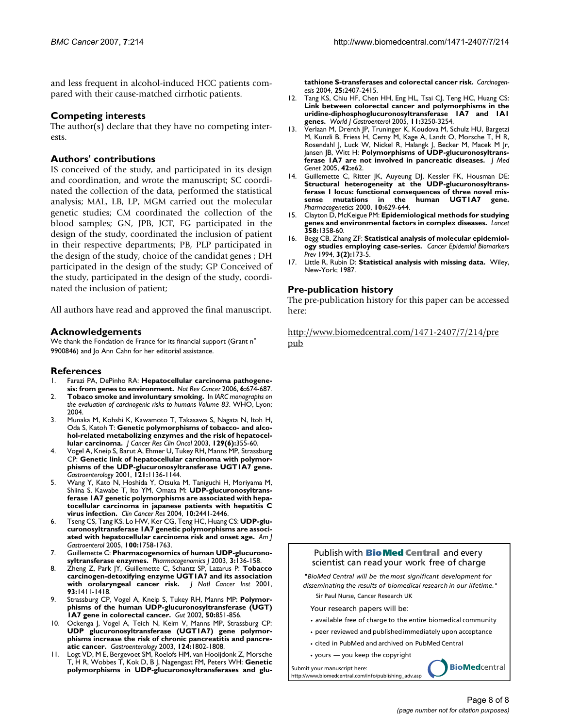and less frequent in alcohol-induced HCC patients compared with their cause-matched cirrhotic patients.

## Competing interests

The author(s) declare that they have no competing interests.

## Authors' contributions

IS conceived of the study, and participated in its design and coordination, and wrote the manuscript; SC coordinated the collection of the data, performed the statistical analysis; MAL, LB, LP, MGM carried out the molecular genetic studies; CM coordinated the collection of the blood samples; GN, JPB, JCT, FG participated in the design of the study, coordinated the inclusion of patient in their respective departments; PB, PLP participated in the design of the study, choice of the candidat genes ; DH participated in the design of the study; GP Conceived of the study, participated in the design of the study, coordinated the inclusion of patient;

All authors have read and approved the final manuscript.

## Acknowledgements

We thank the Fondation de France for its financial support (Grant n° 9900846) and Jo Ann Cahn for her editorial assistance.

## References

1. Farazi PA, DePinho RA: **Hepatocellular carcinoma pathogenesis: from genes to environment.** *Nat Rev Cancer* 2006, **6:**674-687.
2. **Tobaco smoke and involuntary smoking.** In *IARC monographs on the evaluation of carcinogenic risks to humans Volume 83*. WHO, Lyon; 2004.
3. Munaka M, Kohshi K, Kawamoto T, Takasawa S, Nagata N, Itoh H, Oda S, Katoh T: **Genetic polymorphisms of tobacco- and alcohol-related metabolizing enzymes and the risk of hepatocellular carcinoma.** *J Cancer Res Clin Oncol* 2003, **129(6):**355-60.
4. Vogel A, Kneip S, Barut A, Ehmer U, Tukey RH, Manns MP, Strassburg CP: **Genetic link of hepatocellular carcinoma with polymorphisms of the UDP-glucuronosyltransferase UGT1A7 gene.** *Gastroenterology* 2001, **121:**1136-1144.
5. Wang Y, Kato N, Hoshida Y, Otsuka M, Taniguchi H, Moriyama M, Shiina S, Kawabe T, Ito YM, Omata M: **UDP-glucuronosyltransferase 1A7 genetic polymorphisms are associated with hepatocellular carcinoma in japanese patients with hepatitis C virus infection.** *Clin Cancer Res* 2004, **10:**2441-2446.
6. Tseng CS, Tang KS, Lo HW, Ker CG, Teng HC, Huang CS: **UDP-glucuronosyltransferase 1A7 genetic polymorphisms are associated with hepatocellular carcinoma risk and onset age.** *Am J Gastroenterol* 2005, **100:**1758-1763.
7. Guillemette C: **Pharmacogenomics of human UDP-glucuronosyltransferase enzymes.** *Pharmacogenomics J* 2003, **3:**136-158.
8. Zheng Z, Park JY, Guillemette C, Schantz SP, Lazarus P: **Tobacco carcinogen-detoxifying enzyme UGT1A7 and its association with orolaryngeal cancer risk.** *J Natl Cancer Inst* 2001, **93:**1411-1418.
9. Strassburg CP, Vogel A, Kneip S, Tukey RH, Manns MP: **Polymorphisms of the human UDP-glucuronosyltransferase (UGT) 1A7 gene in colorectal cancer.** *Gut* 2002, **50:**851-856.
10. Ockenga J, Vogel A, Teich N, Keim V, Manns MP, Strassburg CP: **UDP glucuronosyltransferase (UGT1A7) gene polymorphisms increase the risk of chronic pancreatitis and pancreatic cancer.** *Gastroenterology* 2003, **124:**1802-1808.
11. Logt VD, M E, Bergevoet SM, Roelofs HM, van Hooijdonk Z, Morsche T, H R, Wobbes T, Kok D, B J, Nagengast FM, Peters WH: **Genetic polymorphisms in UDP-glucuronosyltransferases and glutathione S-transferases and colorectal cancer risk.** *Carcinogenesis* 2004, **25:**2407-2415.
12. Tang KS, Chiu HF, Chen HH, Eng HL, Tsai CJ, Teng HC, Huang CS: **Link between colorectal cancer and polymorphisms in the uridine-diphosphoglucuronosyltransferase 1A7 and 1A1 genes.** *World J Gastroenterol* 2005, **11:**3250-3254.
13. Verlaan M, Drenth JP, Truninger K, Koudova M, Schulz HU, Bargetzi M, Kunzli B, Friess H, Cerny M, Kage A, Landt O, Morsche T, H R, Rosendahl J, Luck W, Nickel R, Halangk J, Becker M, Macek M Jr, Jansen JB, Witt H: **Polymorphisms of UDP-glucuronosyltransferase 1A7 are not involved in pancreatic diseases.** *J Med Genet* 2005, **42:**e62.
14. Guillemette C, Ritter JK, Auyeung DJ, Kessler FK, Housman DE: **Structural heterogeneity at the UDP-glucuronosyltransferase 1 locus: functional consequences of three novel missense mutations in the human UGT1A7 gene.** *Pharmacogenetics* 2000, **10:**629-644.
15. Clayton D, McKeigue PM: **Epidemiological methods for studying genes and environmental factors in complex diseases.** *Lancet* **358:**1358-60.
16. Begg CB, Zhang ZF: **Statistical analysis of molecular epidemiology studies employing case-series.** *Cancer Epidemiol Biomarkers Prev* 1994, **3(2):**173-5.
17. Little R, Rubin D: **Statistical analysis with missing data.** Wiley, New-York; 1987.

## Pre-publication history

The pre-publication history for this paper can be accessed here:

http://www.biomedcentral.com/1471-2407/7/214/prepub

Publish with **BioMed Central** and every scientist can read your work free of charge

*"BioMed Central will be the most significant development for disseminating the results of biomedical research in our lifetime."*
Sir Paul Nurse, Cancer Research UK

Your research papers will be:

- available free of charge to the entire biomedical community
- peer reviewed and published immediately upon acceptance
- cited in PubMed and archived on PubMed Central
- yours — you keep the copyright

Submit your manuscript here:
http://www.biomedcentral.com/info/publishing_adv.asp

BioMedcentral